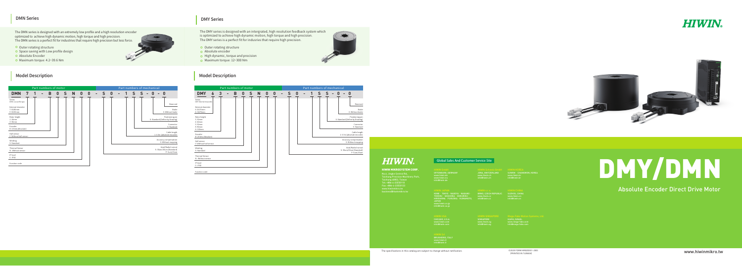## DMN Series

The DMN series is designed with an extremely low profile and a high resolution encoder optimized to achieve high dynamic motion, high torque and high precision.
The DMN series is a perfect fit for industries that require high precision but less force.

- Outer rotating structure
- Space saving with Low profile design
- Absolute Encoder
- Maximum torque: 4.2~39.6 Nm

## Model Description

| Part numbers of motor | | | | | | | | | | | | Part numbers of mechanical | | | | | | | | |
|---|---|---|---|---|---|---|---|---|---|---|---|---|---|---|---|---|---|---|---|---|
| DMN | 7 | 1 | - | B | 0 | S | N | 0 | 0 | - | S | 0 | - | 1 | S | S | - | 0 | - | 0 |

- Series: DMN Low profile type
- External diameter: 7: Ø180 mm, 9: Ø230 mm
- Rotor height: 1: 35mm, 3: 35mm
- Encoder: B: 23 bits (Absolute)
- Hall sensor: 0: Without hall sensor
- Winding: S: Standard
- Thermal Sensor: N: Without sensor
- IP level: 0: IP40
- Function code
- Reserved
- Brake: 0: Without brake
- Positioning pin: S: Standard (Define by Drawing)
- Connector: S: Standard
- Cable length: 1: 0.5m (absolute encoder)
- Accuracy compensation: 0: Without mapping
- Axial/Radial runout: S: 35um/35um (Standard), P: 5um/15um

## DMY Series

The DMY series is designed with an intergrated, high resolution feedback system which is optimized to achieve high dynamic motion, high torque and high precision.
The DMY series is a perfect fit for indusries that require high precision.

- Outer rotating structure
- Absolute encoder
- High dynamic, torque and precision
- Maximum torque: 12~300 Nm

## Model Description

| Part numbers of motor | | | | | | | | | | | | Part numbers of mechanical | | | | | | | | |
|---|---|---|---|---|---|---|---|---|---|---|---|---|---|---|---|---|---|---|---|---|
| DMY | 6 | 3 | - | B | 0 | S | N | 0 | 0 | - | S | 0 | - | 1 | S | S | - | 0 | - | 0 |

- Series: DMY External rotary index
- External diameter: 6: Ø170mm, A: Ø270mm
- Rotor height: 3: 30mm, 4: 40mm, 5: 50mm, 6: 60mm, 8: 80mm, A: 100mm
- Encoder: B: 23 bits (Absolute)
- Hall sensor: 0: Without hall sensor
- Winding: S: Standard
- Thermal Sensor: N: Without sensor
- IP level: 0: IP40
- Function code
- Reserved
- Brake: 0: Without brake
- Positioning pin: S: Standard (Define by Drawing)
- Connector: S: Standard
- Cable length: 1: 0.5m (absolute encoder)
- Accuracy compensation: 0: Without mapping
- Axial/Radial runout: S: 35um/35um (Standard), P: 5um/15um

# HIWIN.

# DMY/DMN

## Absolute Encoder Direct Drive Motor

**HIWIN MIKROSYSTEM CORP.**

No.6, Jingke Central Rd., Taichung Precision Machinery Park, Taichung 40852, Taiwan
Tel: +886-4-23550110
Fax: +886-4-23550123
www.hiwinmikro.tw
business@hiwinmikro.tw

### Global Sales And Customer Service Site

HIWIN GmbH
OFFENBURG, GERMANY
www.hiwin.de
www.hiwin.eu
info@hiwin.de

HIWIN Schweiz GmbH
JONA, SWITZERLAND
www.hiwin.ch
info@hiwin.ch

HIWIN KOREA
SUWON · CHANGWON, KOREA
www.hiwin.kr
info@hiwin.kr

HIWIN JAPAN
KOBE · TOKYO · NAGOYA · NAGANO · TOHOKU · SHIZUOKA · HOKURIKU · HIROSHIMA · FUKUOKA · KUMAMOTO, JAPAN
www.hiwin.co.jp
info@hiwin.co.jp

HIWIN s.r.o.
BRNO, CZECH REPUBLIC
www.hiwin.cz
info@hiwin.cz

HIWIN CHINA
SUZHOU, CHINA
www.hiwin.cn
info@hiwin.cn

HIWIN USA
CHICAGO, U.S.A.
www.hiwin.com
info@hiwin.com

HIWIN SINGAPORE
SINGAPORE
www.hiwin.sg
info@hiwin.sg

Mega-Fabs Motion Systems, Ltd.
HAIFA, ISRAEL
www.mega-fabs.com
info@mega-fabs.com

HIWIN Srl
BRUGHERIO, ITALY
www.hiwin.it
info@hiwin.it

The specifications in this catalog are subject to change without notification.

©2020 FORM MM20UE01-2001 (PRINTED IN TAIWAN)

www.hiwinmikro.tw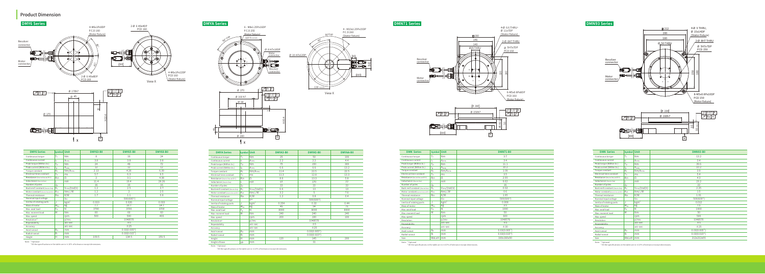# Product Dimension

## DMY6 Series

| DMY6 Series | Symbol | Unit | DMY63-B0 | DMY65-B0 | DMY6A-B0 |
|---|---|---|---|---|---|
| Continuous torque | $T_c$ | Nm | 8 | 16 | 24 |
| Continuous current | $I_c$ | Arms | 3.8 | 3.8 | 3.8 |
| Peak torque (Within 1s) | $T_p$ | Nm | 24 | 48 | 72 |
| Peak current (Within 1s) | $I_p$ | Arms | 12 | 12 | 12 |
| Torque constant | $K_t$ | Nm/Arms | 2.13 | 4.26 | 6.39 |
| Electrical time constant | $T_e$ | ms | 5.7 | 6.3 | 6.5 |
| Resistance | R25 | Ω | 2 | 3.1 | 4.36 |
| Inductance | L | mH | 11.4 | 19.4 | 28.26 |
| Number of poles | $2_P$ | | 16 | 16 | 16 |
| Back emf constant | $K_e$ | Vrms/(rad/s) | 1.2 | 2.5 | 3.7 |
| Motor constant | $K_m$ | Nm/√W | 1.2 | 2 | 2.5 |
| Thermal resistance | $R_{th}$ | K/W | 1.7 | 1.1 | 0.8 |
| Nominal input voltage | | $V_{DC}$ | | 500(560*) | |
| Inertia of rotating parts | J | kgm² | 0.010 | 0.026 | 0.033 |
| Mass of motor | $M_{mot}$ | Kg | 7.7 | 10.7 | 14.7 |
| Max. axial load | $F_a$ | N | 3700 | 3700 | 3700 |
| Max. moment load | M | Nm | 60 | 60 | 60 |
| Max. speed | | rpm | 500 | 500 | 480 |
| Resolution | | p/rev | | 1048576 | |
| Repeatability | | arc-sec | | ±1 | |
| Accuracy | | arc-sec | | ±25 | |
| Axial runout | $R_a$ | mm | | 0.010(0.005*) | |
| Radial runout | $R_r$ | mm | | 0.010(0.015*) | |
| Height | H | mm | 100.5 | 134.5 | 159.5 |

Note: * Optional
** All the specifications in the table are in ±10% of tolerance except dimensions

## DMYA Series

| DMYA Series | Symbol | Unit | DMYA3-B0 | DMYA5-B0 | DMYAA-B0 |
|---|---|---|---|---|---|
| Continuous torque | $T_c$ | Nm | 25 | 50 | 100 |
| Continuous current | $I_c$ | Arms | 2.2 | 2.2 | 4.4 |
| Peak torque (Within 1s) | $T_p$ | Nm | 75 | 150 | 300 |
| Peak current (Within 1s) | $I_p$ | Arms | 6.6 | 6.6 | 13.2 |
| Torque constant | $K_t$ | Nm/Arms | 11.4 | 22.5 | 22.5 |
| Electrical time constant | $T_e$ | ms | 11.3 | 12.8 | 13.3 |
| Resistance | R25 | Ω | 8.6 | 13.3 | 5.8 |
| Inductance | L | mH | 97 | 170 | 77 |
| Number of poles | $2_P$ | | 22 | 22 | 22 |
| Back emf constant | $K_e$ | Vrms/(rad/s) | 6.6 | 13 | 13 |
| Motor constant | $K_m$ | Nm/√W | 3.2 | 5 | 7.6 |
| Thermal resistance | $R_{th}$ | K/W | 1.2 | 0.8 | 0.4 |
| Nominal input voltage | | $V_{DC}$ | | 500(560*) | |
| Inertia of rotating parts | J | kgm² | 0.254 | 0.32 | 0.44 |
| Mass of motor | $M_{mot}$ | Kg | 45 | 58 | 71 |
| Max. axial load | $F_a$ | N | 8000 | 8000 | 8000 |
| Max. moment load | M | Nm | 240 | 240 | 240 |
| Max. speed | | rpm | 200 | 180 | 180 |
| Resolution | | p/rev | | 1048576 | |
| Repeatability | | arc-sec | | ±1 | |
| Accuracy | | arc-sec | | ±25 | |
| Axial runout | $R_a$ | mm | | 0.010(0.005*) | |
| Radial runout | $R_r$ | mm | | 0.010(0.015*) | |
| Height | H | mm | 120 | 145 | 200 |
| Height of base | gH | mm | | 31 | |

Note: * Optional
** All the specifications in the table are in ±10% of tolerance except dimensions

## DMN71 Series

| DMN Series | Symbol | Unit | DMN71-B0 |
|---|---|---|---|
| Continuous torque | $T_c$ | Nm | 3.7 |
| Continuous current | $I_c$ | Arms | 3.4 |
| Peak torque (Within 1s) | $T_p$ | Nm | 11.1 |
| Peak current (Within 1s) | $I_p$ | Arms | 10.2 |
| Torque constant | $K_t$ | N/Arms | 1.09 |
| Electrical time constant | $T_e$ | ms | 3.5 |
| Resistance | R25 | Ω | 2.55 |
| Inductance | L | mH | 9.02 |
| Number of poles | $2_P$ | | 16 |
| Back emf constant | $K_e$ | Vrms/(rad/s) | 0.63 |
| Motor constant | $K_m$ | Nm/√W | 0.6 |
| Thermal resistance | $R_{th}$ | K/W | 1.85 |
| Nominal input voltage | | $V_{DC}$ | 500(560*) |
| Inertia of rotating parts | J | kgm² | 0.006 |
| Mass of motor | $M_{mot}$ | Kg | 3.3 |
| Max. axial load | $F_a$ | N | 1000 |
| Max. moment load | M | Nm | 50 |
| Max. speed | | rpm | 600 |
| Resolution | | p/rev | 1048576 |
| Repeatability | | arc-sec | ±1 |
| Accuracy | | arc-sec | ±30 |
| Axial runout | $R_a$ | mm | 0.010(0.005*) |
| Radial runout | $R_r$ | mm | 0.010(0.015*) |
| Size | WxLxH | mm | 160x160x50 |

Note: * Optional
** All the specifications in the table are in ±10% of tolerance except dimensions

## DMN93 Series

| DMN Series | Symbol | Unit | DMN93-B0 |
|---|---|---|---|
| Continuous torque | $T_c$ | Nm | 13.2 |
| Continuous current | $I_c$ | Arms | 3.4 |
| Peak torque (Within 1s) | $T_p$ | Nm | 39.6 |
| Peak current (Within 1s) | $I_p$ | Arms | 10.2 |
| Torque constant | $K_t$ | N/Arms | 3.9 |
| Electrical time constant | $T_e$ | ms | 5.4 |
| Resistance | R25 | Ω | 4.3 |
| Inductance | L | mH | 23.2 |
| Number of poles | $2_P$ | | 22 |
| Back emf constant | $K_e$ | Vrms/(rad/s) | 2.25 |
| Motor constant | $K_m$ | Nm/√W | 1.5 |
| Thermal resistance | $R_{th}$ | K/W | 1.01 |
| Nominal input voltage | | $V_{DC}$ | 500(560*) |
| Inertia of rotating parts | J | kgm² | 0.012 |
| Mass of motor | $M_{mot}$ | Kg | 7.5 |
| Max. axial load | $F_a$ | N | 1900 |
| Max. moment load | M | Nm | 50 |
| Max. speed | | rpm | 500 |
| Resolution | | p/rev | 1048576 |
| Repeatability | | arc-sec | ±1 |
| Accuracy | | arc-sec | ±25 |
| Axial runout | $R_a$ | mm | 0.010(0.005*) |
| Radial runout | $R_r$ | mm | 0.010(0.015*) |
| Size | WxLxH | mm | 212x212x65 |

Note: * Optional
** All the specifications in the table are in ±10% of tolerance except dimensions